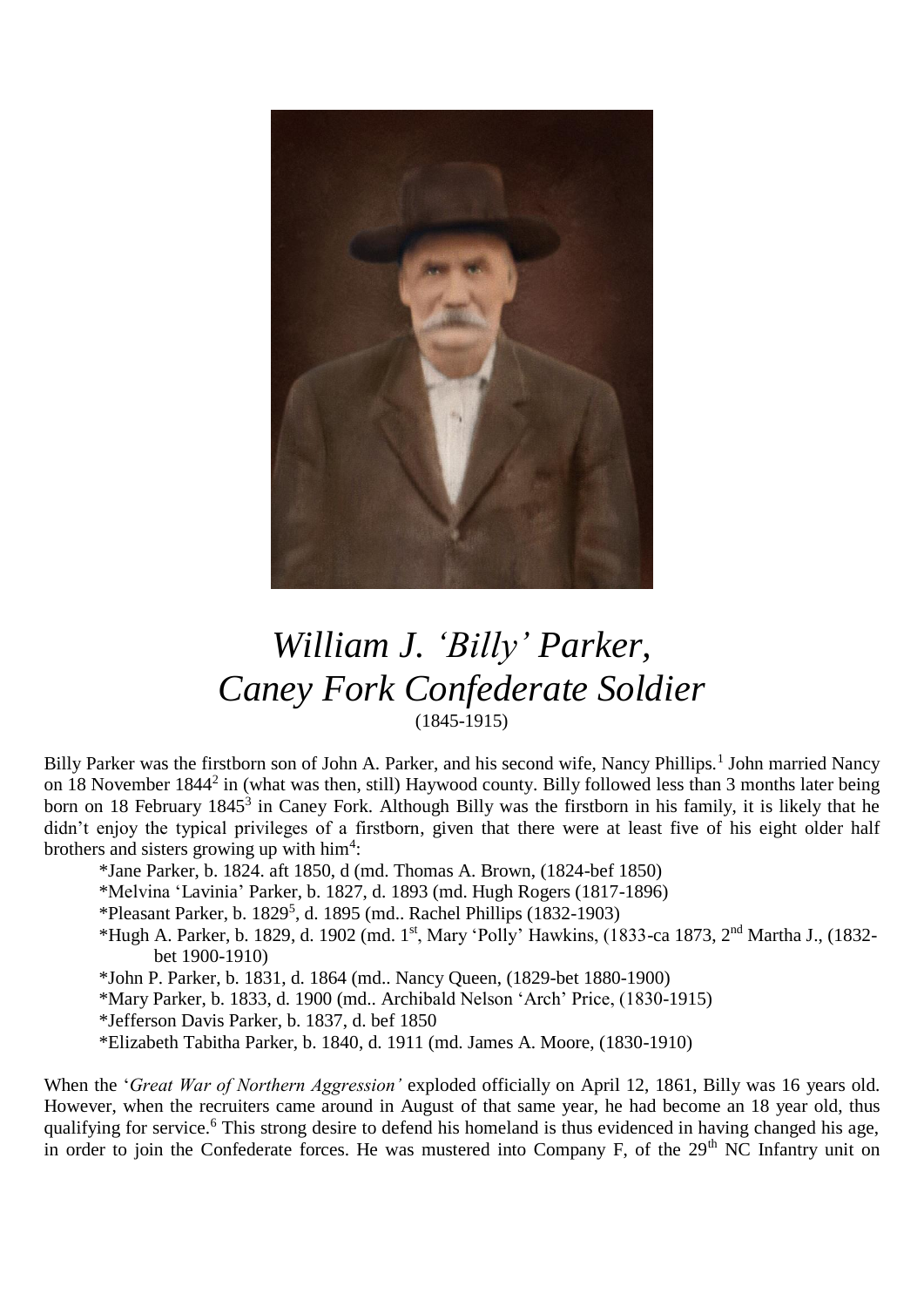# *William J. 'Billy' Parker, Caney Fork Confederate Soldier*

(1845-1915)

Billy Parker was the firstborn son of John A. Parker, and his second wife, Nancy Phillips.[1] John married Nancy on 18 November 1844[2] in (what was then, still) Haywood county. Billy followed less than 3 months later being born on 18 February 1845[3] in Caney Fork. Although Billy was the firstborn in his family, it is likely that he didn't enjoy the typical privileges of a firstborn, given that there were at least five of his eight older half brothers and sisters growing up with him[4]:

- *Jane Parker, b. 1824. aft 1850, d (md. Thomas A. Brown, (1824-bef 1850)
- *Melvina 'Lavinia' Parker, b. 1827, d. 1893 (md. Hugh Rogers (1817-1896)
- *Pleasant Parker, b. 1829[5], d. 1895 (md.. Rachel Phillips (1832-1903)
- *Hugh A. Parker, b. 1829, d. 1902 (md. 1st, Mary 'Polly' Hawkins, (1833-ca 1873, 2nd Martha J., (1832-bet 1900-1910)
- *John P. Parker, b. 1831, d. 1864 (md.. Nancy Queen, (1829-bet 1880-1900)
- *Mary Parker, b. 1833, d. 1900 (md.. Archibald Nelson 'Arch' Price, (1830-1915)
- *Jefferson Davis Parker, b. 1837, d. bef 1850
- *Elizabeth Tabitha Parker, b. 1840, d. 1911 (md. James A. Moore, (1830-1910)

When the '*Great War of Northern Aggression'* exploded officially on April 12, 1861, Billy was 16 years old. However, when the recruiters came around in August of that same year, he had become an 18 year old, thus qualifying for service.[6] This strong desire to defend his homeland is thus evidenced in having changed his age, in order to join the Confederate forces. He was mustered into Company F, of the 29th NC Infantry unit on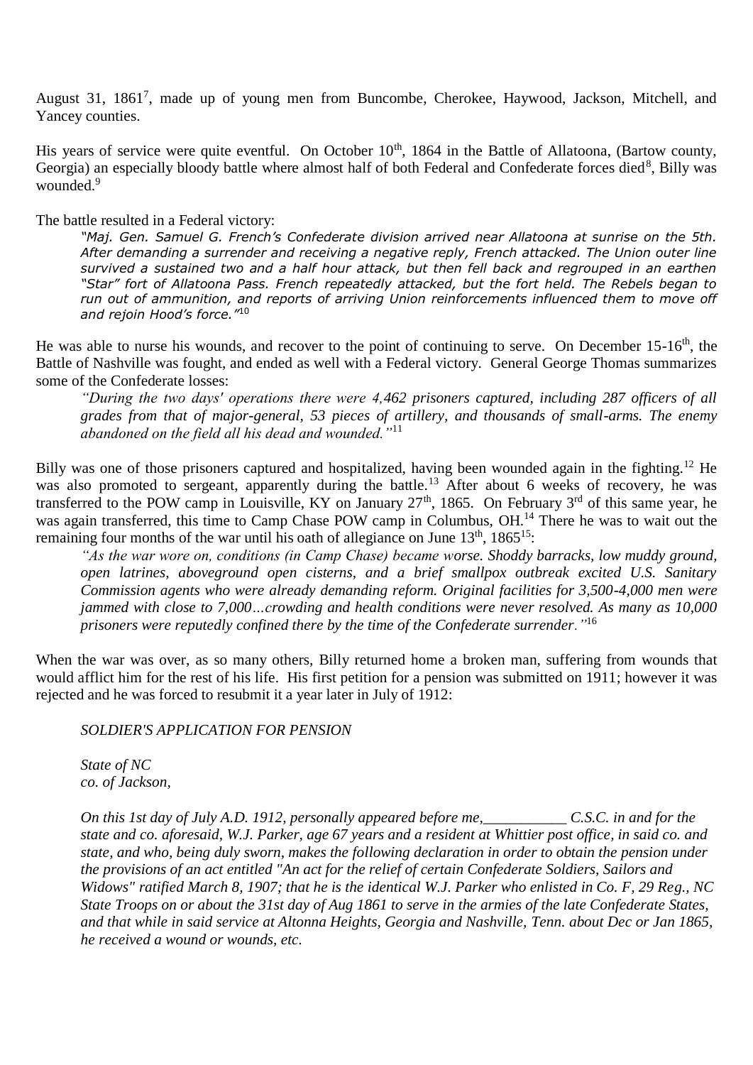August 31, 1861[7], made up of young men from Buncombe, Cherokee, Haywood, Jackson, Mitchell, and Yancey counties.

His years of service were quite eventful. On October 10th, 1864 in the Battle of Allatoona, (Bartow county, Georgia) an especially bloody battle where almost half of both Federal and Confederate forces died[8], Billy was wounded.[9]

The battle resulted in a Federal victory:

> *"Maj. Gen. Samuel G. French's Confederate division arrived near Allatoona at sunrise on the 5th. After demanding a surrender and receiving a negative reply, French attacked. The Union outer line survived a sustained two and a half hour attack, but then fell back and regrouped in an earthen "Star" fort of Allatoona Pass. French repeatedly attacked, but the fort held. The Rebels began to run out of ammunition, and reports of arriving Union reinforcements influenced them to move off and rejoin Hood's force."*[10]

He was able to nurse his wounds, and recover to the point of continuing to serve. On December 15-16th, the Battle of Nashville was fought, and ended as well with a Federal victory. General George Thomas summarizes some of the Confederate losses:

> *"During the two days' operations there were 4,462 prisoners captured, including 287 officers of all grades from that of major-general, 53 pieces of artillery, and thousands of small-arms. The enemy abandoned on the field all his dead and wounded."*[11]

Billy was one of those prisoners captured and hospitalized, having been wounded again in the fighting.[12] He was also promoted to sergeant, apparently during the battle.[13] After about 6 weeks of recovery, he was transferred to the POW camp in Louisville, KY on January 27th, 1865. On February 3rd of this same year, he was again transferred, this time to Camp Chase POW camp in Columbus, OH.[14] There he was to wait out the remaining four months of the war until his oath of allegiance on June 13th, 1865[15]:

> *"As the war wore on, conditions (in Camp Chase) became worse. Shoddy barracks, low muddy ground, open latrines, aboveground open cisterns, and a brief smallpox outbreak excited U.S. Sanitary Commission agents who were already demanding reform. Original facilities for 3,500-4,000 men were jammed with close to 7,000…crowding and health conditions were never resolved. As many as 10,000 prisoners were reputedly confined there by the time of the Confederate surrender."*[16]

When the war was over, as so many others, Billy returned home a broken man, suffering from wounds that would afflict him for the rest of his life. His first petition for a pension was submitted on 1911; however it was rejected and he was forced to resubmit it a year later in July of 1912:

> *SOLDIER'S APPLICATION FOR PENSION*
>
> *State of NC*
> *co. of Jackson,*
>
> *On this 1st day of July A.D. 1912, personally appeared before me,___________ C.S.C. in and for the state and co. aforesaid, W.J. Parker, age 67 years and a resident at Whittier post office, in said co. and state, and who, being duly sworn, makes the following declaration in order to obtain the pension under the provisions of an act entitled "An act for the relief of certain Confederate Soldiers, Sailors and Widows" ratified March 8, 1907; that he is the identical W.J. Parker who enlisted in Co. F, 29 Reg., NC State Troops on or about the 31st day of Aug 1861 to serve in the armies of the late Confederate States, and that while in said service at Altonna Heights, Georgia and Nashville, Tenn. about Dec or Jan 1865, he received a wound or wounds, etc.*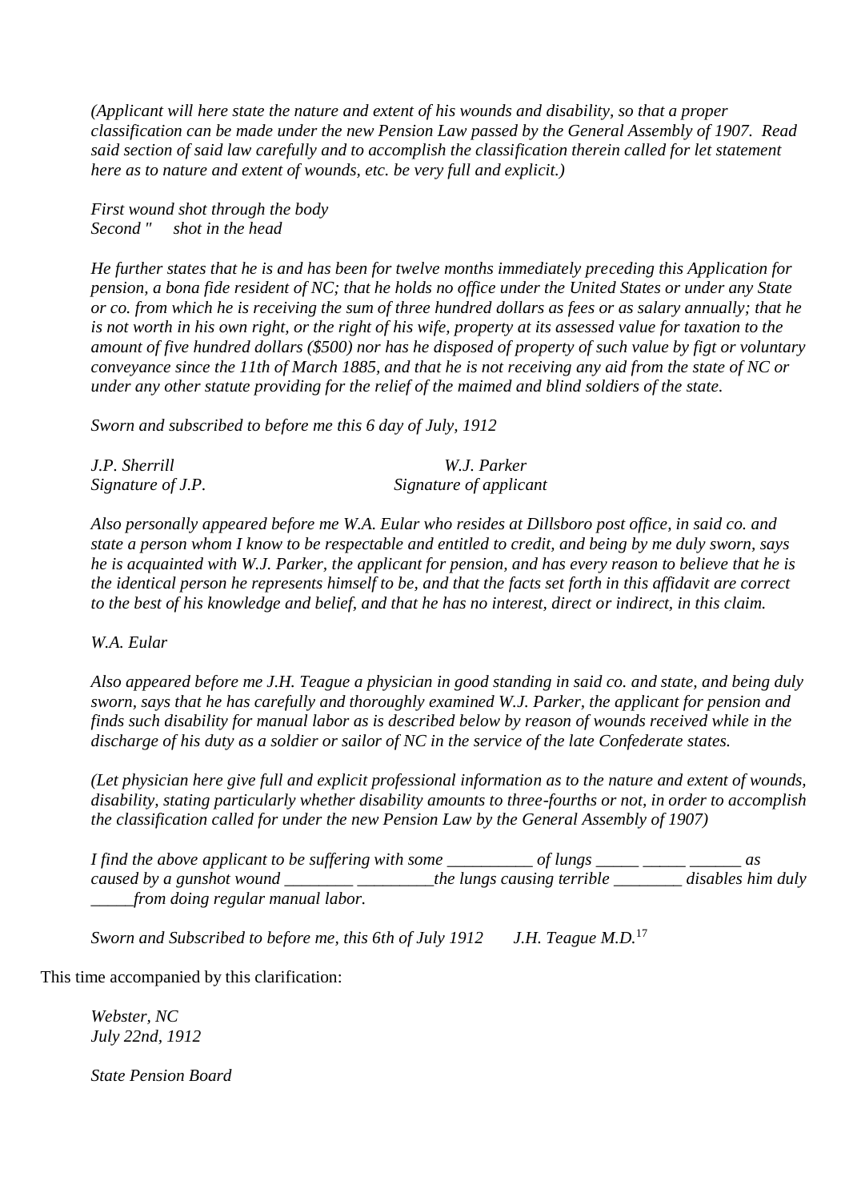*(Applicant will here state the nature and extent of his wounds and disability, so that a proper classification can be made under the new Pension Law passed by the General Assembly of 1907. Read said section of said law carefully and to accomplish the classification therein called for let statement here as to nature and extent of wounds, etc. be very full and explicit.)*

*First wound shot through the body*
*Second " shot in the head*

*He further states that he is and has been for twelve months immediately preceding this Application for pension, a bona fide resident of NC; that he holds no office under the United States or under any State or co. from which he is receiving the sum of three hundred dollars as fees or as salary annually; that he is not worth in his own right, or the right of his wife, property at its assessed value for taxation to the amount of five hundred dollars ($500) nor has he disposed of property of such value by figt or voluntary conveyance since the 11th of March 1885, and that he is not receiving any aid from the state of NC or under any other statute providing for the relief of the maimed and blind soldiers of the state.*

*Sworn and subscribed to before me this 6 day of July, 1912*

*J.P. Sherrill* — *W.J. Parker*
*Signature of J.P.* — *Signature of applicant*

*Also personally appeared before me W.A. Eular who resides at Dillsboro post office, in said co. and state a person whom I know to be respectable and entitled to credit, and being by me duly sworn, says he is acquainted with W.J. Parker, the applicant for pension, and has every reason to believe that he is the identical person he represents himself to be, and that the facts set forth in this affidavit are correct to the best of his knowledge and belief, and that he has no interest, direct or indirect, in this claim.*

*W.A. Eular*

*Also appeared before me J.H. Teague a physician in good standing in said co. and state, and being duly sworn, says that he has carefully and thoroughly examined W.J. Parker, the applicant for pension and finds such disability for manual labor as is described below by reason of wounds received while in the discharge of his duty as a soldier or sailor of NC in the service of the late Confederate states.*

*(Let physician here give full and explicit professional information as to the nature and extent of wounds, disability, stating particularly whether disability amounts to three-fourths or not, in order to accomplish the classification called for under the new Pension Law by the General Assembly of 1907)*

*I find the above applicant to be suffering with some __________ of lungs _____ _____ ______ as caused by a gunshot wound ________ _________the lungs causing terrible ________ disables him duly _____from doing regular manual labor.*

*Sworn and Subscribed to before me, this 6th of July 1912* *J.H. Teague M.D.*[17]

This time accompanied by this clarification:

*Webster, NC*
*July 22nd, 1912*

*State Pension Board*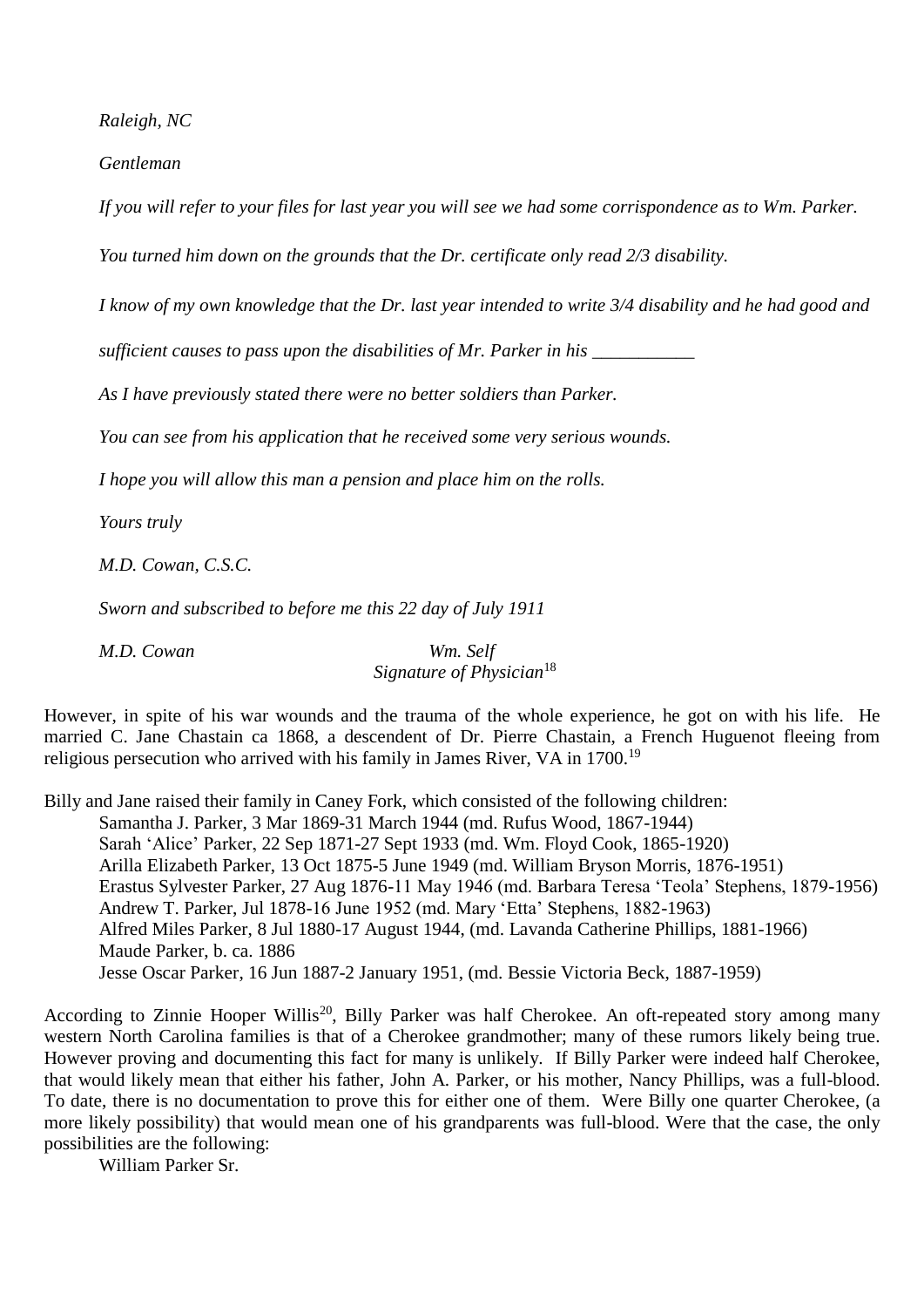*Raleigh, NC*

*Gentleman*

*If you will refer to your files for last year you will see we had some corrispondence as to Wm. Parker.*

*You turned him down on the grounds that the Dr. certificate only read 2/3 disability.*

*I know of my own knowledge that the Dr. last year intended to write 3/4 disability and he had good and sufficient causes to pass upon the disabilities of Mr. Parker in his \_\_\_\_\_\_\_\_\_\_\_*

*As I have previously stated there were no better soldiers than Parker.*

*You can see from his application that he received some very serious wounds.*

*I hope you will allow this man a pension and place him on the rolls.*

*Yours truly*

*M.D. Cowan, C.S.C.*

*Sworn and subscribed to before me this 22 day of July 1911*

*M.D. Cowan* *Wm. Self*
*Signature of Physician*[18]

However, in spite of his war wounds and the trauma of the whole experience, he got on with his life. He married C. Jane Chastain ca 1868, a descendent of Dr. Pierre Chastain, a French Huguenot fleeing from religious persecution who arrived with his family in James River, VA in 1700.[19]

Billy and Jane raised their family in Caney Fork, which consisted of the following children:

- Samantha J. Parker, 3 Mar 1869-31 March 1944 (md. Rufus Wood, 1867-1944)
- Sarah 'Alice' Parker, 22 Sep 1871-27 Sept 1933 (md. Wm. Floyd Cook, 1865-1920)
- Arilla Elizabeth Parker, 13 Oct 1875-5 June 1949 (md. William Bryson Morris, 1876-1951)
- Erastus Sylvester Parker, 27 Aug 1876-11 May 1946 (md. Barbara Teresa 'Teola' Stephens, 1879-1956)
- Andrew T. Parker, Jul 1878-16 June 1952 (md. Mary 'Etta' Stephens, 1882-1963)
- Alfred Miles Parker, 8 Jul 1880-17 August 1944, (md. Lavanda Catherine Phillips, 1881-1966)
- Maude Parker, b. ca. 1886
- Jesse Oscar Parker, 16 Jun 1887-2 January 1951, (md. Bessie Victoria Beck, 1887-1959)

According to Zinnie Hooper Willis[20], Billy Parker was half Cherokee. An oft-repeated story among many western North Carolina families is that of a Cherokee grandmother; many of these rumors likely being true. However proving and documenting this fact for many is unlikely. If Billy Parker were indeed half Cherokee, that would likely mean that either his father, John A. Parker, or his mother, Nancy Phillips, was a full-blood. To date, there is no documentation to prove this for either one of them. Were Billy one quarter Cherokee, (a more likely possibility) that would mean one of his grandparents was full-blood. Were that the case, the only possibilities are the following:

William Parker Sr.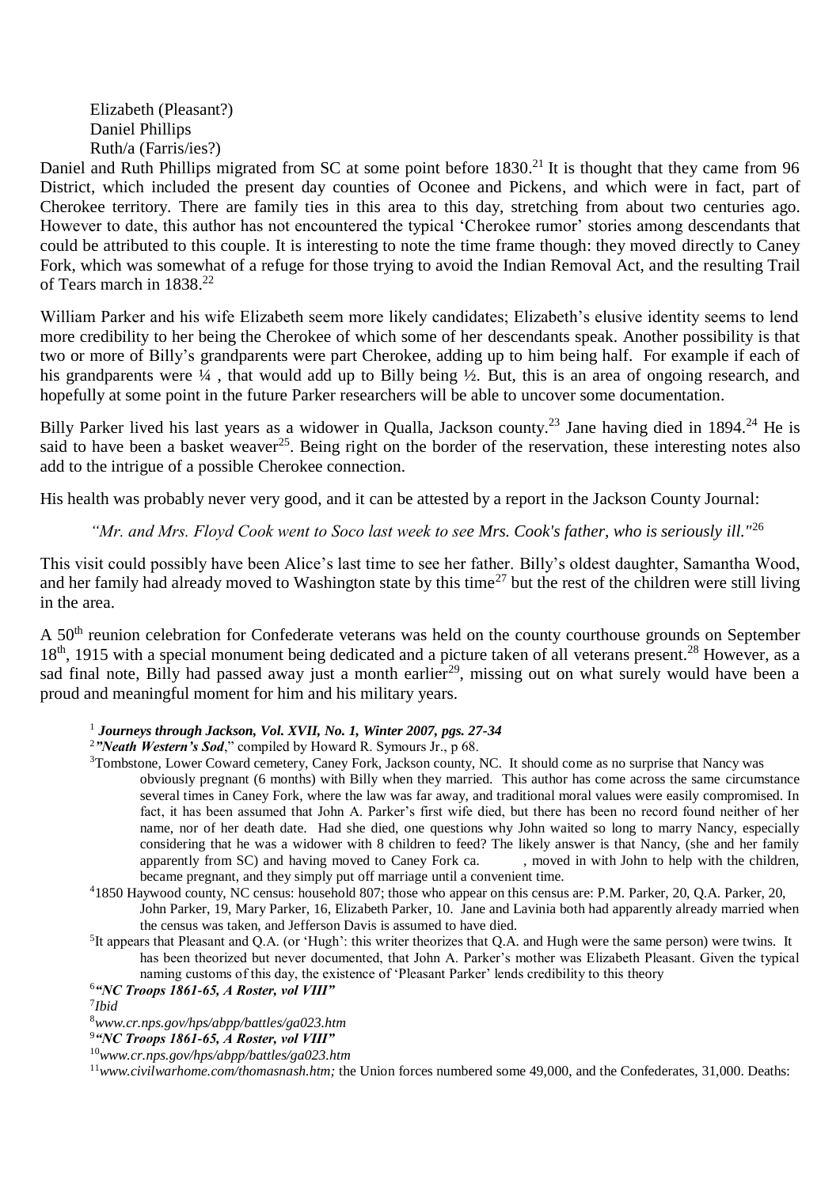Elizabeth (Pleasant?)
Daniel Phillips
Ruth/a (Farris/ies?)

Daniel and Ruth Phillips migrated from SC at some point before 1830.[21] It is thought that they came from 96 District, which included the present day counties of Oconee and Pickens, and which were in fact, part of Cherokee territory. There are family ties in this area to this day, stretching from about two centuries ago. However to date, this author has not encountered the typical 'Cherokee rumor' stories among descendants that could be attributed to this couple. It is interesting to note the time frame though: they moved directly to Caney Fork, which was somewhat of a refuge for those trying to avoid the Indian Removal Act, and the resulting Trail of Tears march in 1838.[22]

William Parker and his wife Elizabeth seem more likely candidates; Elizabeth's elusive identity seems to lend more credibility to her being the Cherokee of which some of her descendants speak. Another possibility is that two or more of Billy's grandparents were part Cherokee, adding up to him being half. For example if each of his grandparents were ¼ , that would add up to Billy being ½. But, this is an area of ongoing research, and hopefully at some point in the future Parker researchers will be able to uncover some documentation.

Billy Parker lived his last years as a widower in Qualla, Jackson county.[23] Jane having died in 1894.[24] He is said to have been a basket weaver[25]. Being right on the border of the reservation, these interesting notes also add to the intrigue of a possible Cherokee connection.

His health was probably never very good, and it can be attested by a report in the Jackson County Journal:

*"Mr. and Mrs. Floyd Cook went to Soco last week to see Mrs. Cook's father, who is seriously ill."*[26]

This visit could possibly have been Alice's last time to see her father. Billy's oldest daughter, Samantha Wood, and her family had already moved to Washington state by this time[27] but the rest of the children were still living in the area.

A 50th reunion celebration for Confederate veterans was held on the county courthouse grounds on September 18th, 1915 with a special monument being dedicated and a picture taken of all veterans present.[28] However, as a sad final note, Billy had passed away just a month earlier[29], missing out on what surely would have been a proud and meaningful moment for him and his military years.

[1] ***Journeys through Jackson, Vol. XVII, No. 1, Winter 2007, pgs. 27-34***

[2] ***"Neath Western's Sod***," compiled by Howard R. Symours Jr., p 68.

[3] Tombstone, Lower Coward cemetery, Caney Fork, Jackson county, NC. It should come as no surprise that Nancy was obviously pregnant (6 months) with Billy when they married. This author has come across the same circumstance several times in Caney Fork, where the law was far away, and traditional moral values were easily compromised. In fact, it has been assumed that John A. Parker's first wife died, but there has been no record found neither of her name, nor of her death date. Had she died, one questions why John waited so long to marry Nancy, especially considering that he was a widower with 8 children to feed? The likely answer is that Nancy, (she and her family apparently from SC) and having moved to Caney Fork ca. , moved in with John to help with the children, became pregnant, and they simply put off marriage until a convenient time.

[4] 1850 Haywood county, NC census: household 807; those who appear on this census are: P.M. Parker, 20, Q.A. Parker, 20, John Parker, 19, Mary Parker, 16, Elizabeth Parker, 10. Jane and Lavinia both had apparently already married when the census was taken, and Jefferson Davis is assumed to have died.

[5] It appears that Pleasant and Q.A. (or 'Hugh': this writer theorizes that Q.A. and Hugh were the same person) were twins. It has been theorized but never documented, that John A. Parker's mother was Elizabeth Pleasant. Given the typical naming customs of this day, the existence of 'Pleasant Parker' lends credibility to this theory

[6] ***"NC Troops 1861-65, A Roster, vol VIII"***

[7] *Ibid*

[8] *www.cr.nps.gov/hps/abpp/battles/ga023.htm*

[9] ***"NC Troops 1861-65, A Roster, vol VIII"***

[10] *www.cr.nps.gov/hps/abpp/battles/ga023.htm*

[11] *www.civilwarhome.com/thomasnash.htm;* the Union forces numbered some 49,000, and the Confederates, 31,000. Deaths: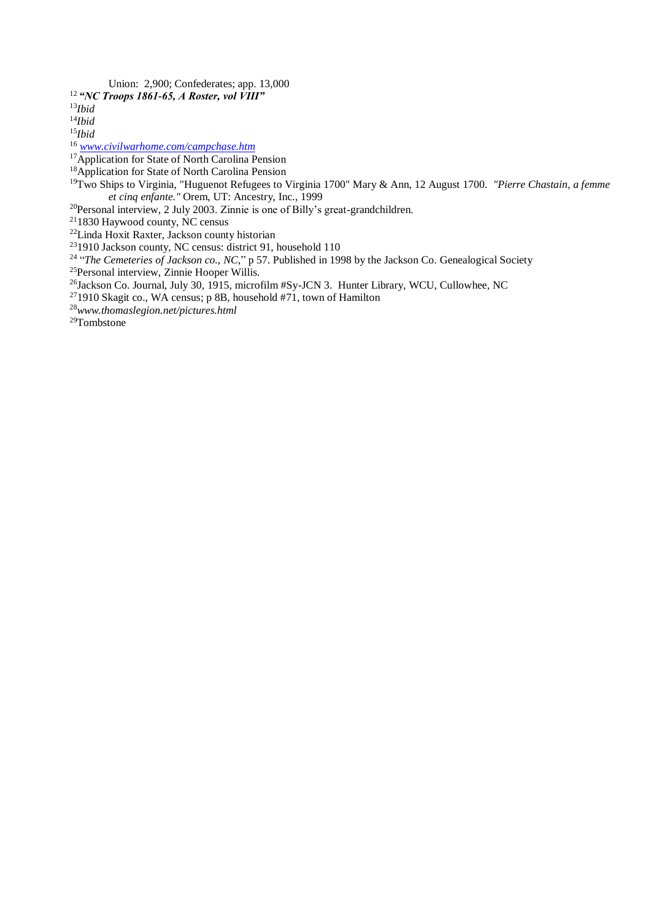Union: 2,900; Confederates; app. 13,000

[12] ***"NC Troops 1861-65, A Roster, vol VIII"***

[13] *Ibid*

[14] *Ibid*

[15] *Ibid*

[16] www.civilwarhome.com/campchase.htm

[17] Application for State of North Carolina Pension

[18] Application for State of North Carolina Pension

[19] Two Ships to Virginia, "Huguenot Refugees to Virginia 1700" Mary & Ann, 12 August 1700. *"Pierre Chastain, a femme et cinq enfante."* Orem, UT: Ancestry, Inc., 1999

[20] Personal interview, 2 July 2003. Zinnie is one of Billy's great-grandchildren.

[21] 1830 Haywood county, NC census

[22] Linda Hoxit Raxter, Jackson county historian

[23] 1910 Jackson county, NC census: district 91, household 110

[24] "*The Cemeteries of Jackson co., NC*," p 57. Published in 1998 by the Jackson Co. Genealogical Society

[25] Personal interview, Zinnie Hooper Willis.

[26] Jackson Co. Journal, July 30, 1915, microfilm #Sy-JCN 3. Hunter Library, WCU, Cullowhee, NC

[27] 1910 Skagit co., WA census; p 8B, household #71, town of Hamilton

[28] *www.thomaslegion.net/pictures.html*

[29] Tombstone